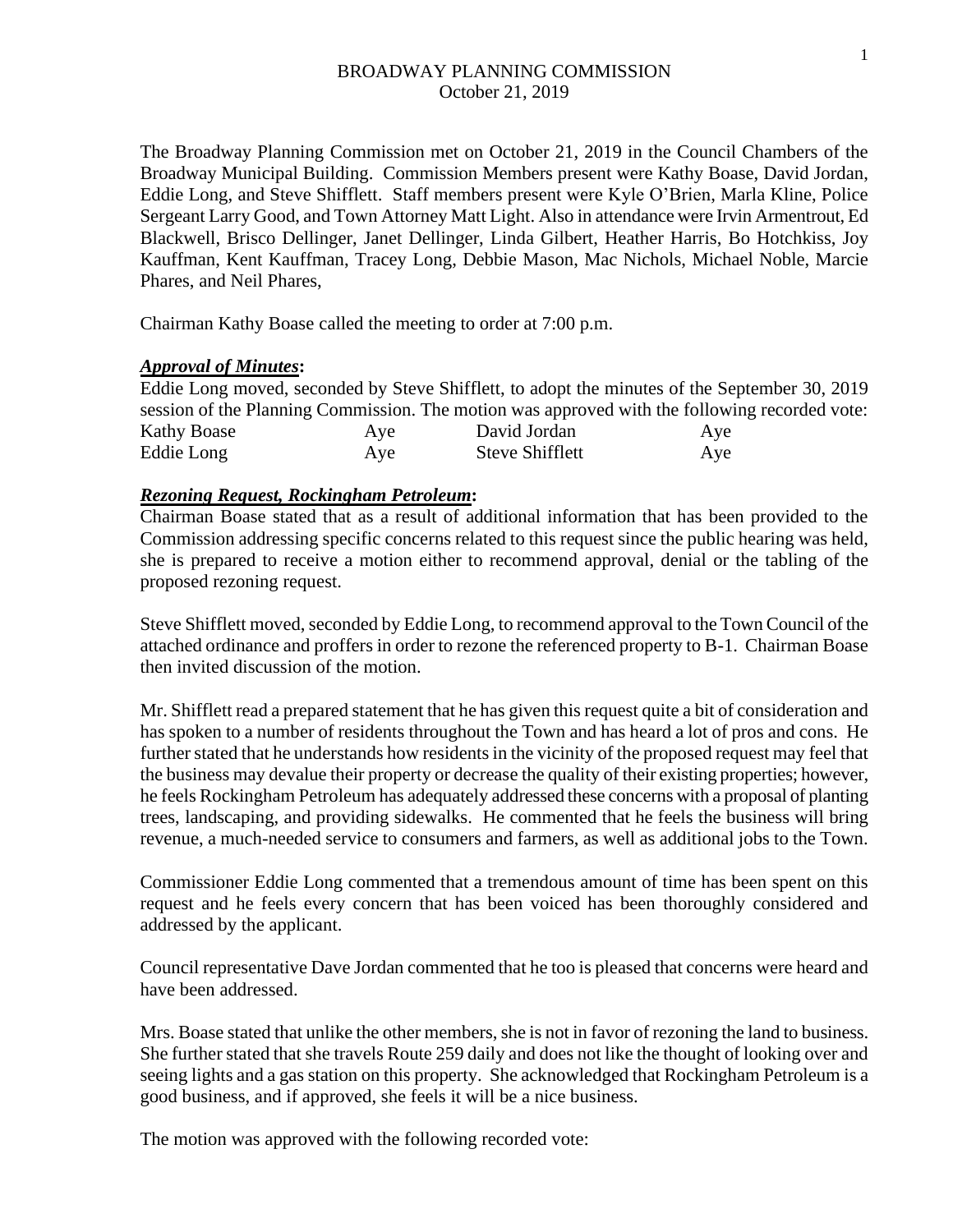# BROADWAY PLANNING COMMISSION
October 21, 2019

The Broadway Planning Commission met on October 21, 2019 in the Council Chambers of the Broadway Municipal Building. Commission Members present were Kathy Boase, David Jordan, Eddie Long, and Steve Shifflett. Staff members present were Kyle O'Brien, Marla Kline, Police Sergeant Larry Good, and Town Attorney Matt Light. Also in attendance were Irvin Armentrout, Ed Blackwell, Brisco Dellinger, Janet Dellinger, Linda Gilbert, Heather Harris, Bo Hotchkiss, Joy Kauffman, Kent Kauffman, Tracey Long, Debbie Mason, Mac Nichols, Michael Noble, Marcie Phares, and Neil Phares,

Chairman Kathy Boase called the meeting to order at 7:00 p.m.

***Approval of Minutes*:**

Eddie Long moved, seconded by Steve Shifflett, to adopt the minutes of the September 30, 2019 session of the Planning Commission. The motion was approved with the following recorded vote:

| | | | |
|---|---|---|---|
| Kathy Boase | Aye | David Jordan | Aye |
| Eddie Long | Aye | Steve Shifflett | Aye |

***Rezoning Request, Rockingham Petroleum*:**

Chairman Boase stated that as a result of additional information that has been provided to the Commission addressing specific concerns related to this request since the public hearing was held, she is prepared to receive a motion either to recommend approval, denial or the tabling of the proposed rezoning request.

Steve Shifflett moved, seconded by Eddie Long, to recommend approval to the Town Council of the attached ordinance and proffers in order to rezone the referenced property to B-1. Chairman Boase then invited discussion of the motion.

Mr. Shifflett read a prepared statement that he has given this request quite a bit of consideration and has spoken to a number of residents throughout the Town and has heard a lot of pros and cons. He further stated that he understands how residents in the vicinity of the proposed request may feel that the business may devalue their property or decrease the quality of their existing properties; however, he feels Rockingham Petroleum has adequately addressed these concerns with a proposal of planting trees, landscaping, and providing sidewalks. He commented that he feels the business will bring revenue, a much-needed service to consumers and farmers, as well as additional jobs to the Town.

Commissioner Eddie Long commented that a tremendous amount of time has been spent on this request and he feels every concern that has been voiced has been thoroughly considered and addressed by the applicant.

Council representative Dave Jordan commented that he too is pleased that concerns were heard and have been addressed.

Mrs. Boase stated that unlike the other members, she is not in favor of rezoning the land to business. She further stated that she travels Route 259 daily and does not like the thought of looking over and seeing lights and a gas station on this property. She acknowledged that Rockingham Petroleum is a good business, and if approved, she feels it will be a nice business.

The motion was approved with the following recorded vote: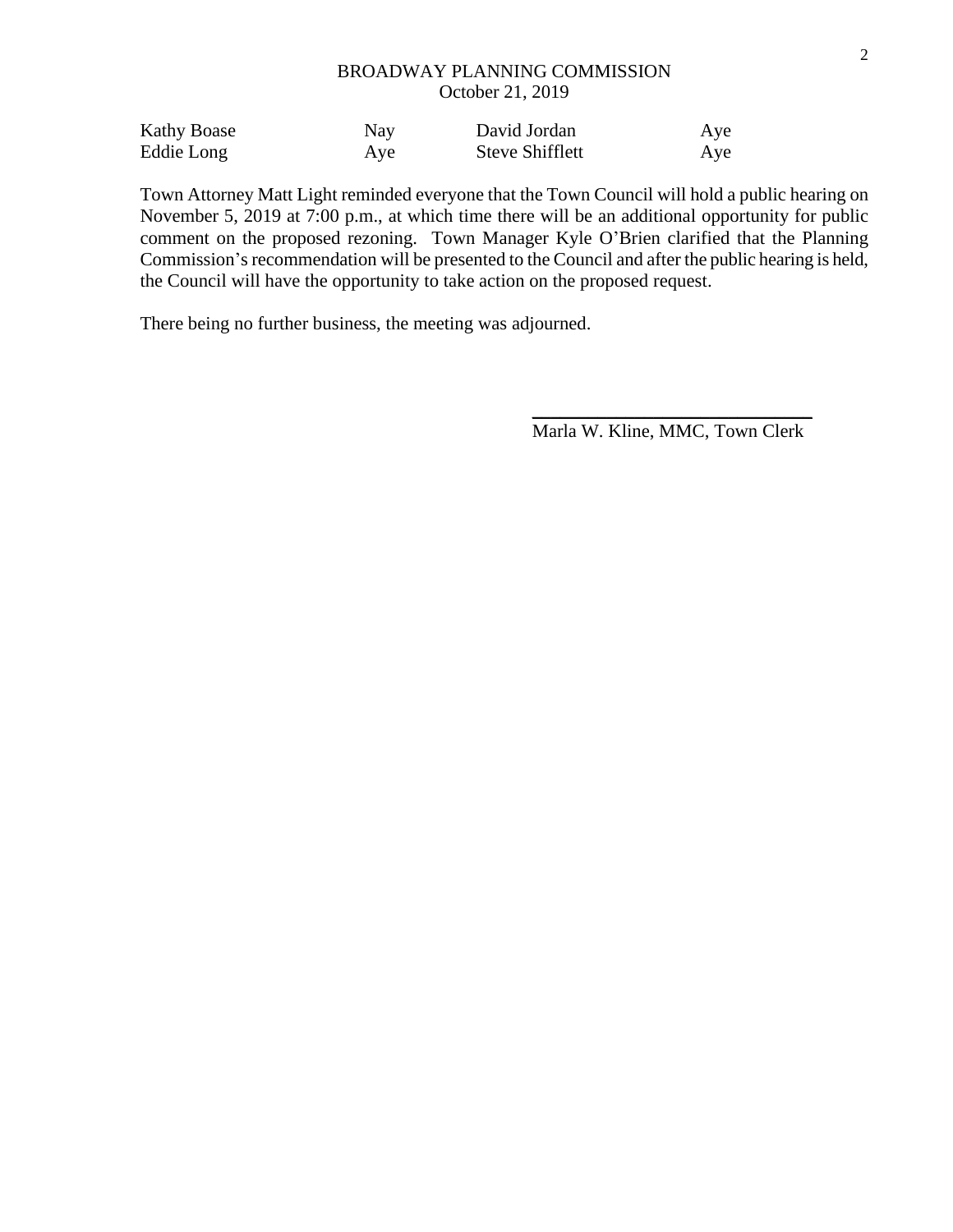| | | | |
|---|---|---|---|
| Kathy Boase | Nay | David Jordan | Aye |
| Eddie Long | Aye | Steve Shifflett | Aye |

Town Attorney Matt Light reminded everyone that the Town Council will hold a public hearing on November 5, 2019 at 7:00 p.m., at which time there will be an additional opportunity for public comment on the proposed rezoning. Town Manager Kyle O'Brien clarified that the Planning Commission's recommendation will be presented to the Council and after the public hearing is held, the Council will have the opportunity to take action on the proposed request.

There being no further business, the meeting was adjourned.

\_\_\_\_\_\_\_\_\_\_\_\_\_\_\_\_\_\_\_\_\_\_\_\_\_\_\_\_\_\_

Marla W. Kline, MMC, Town Clerk